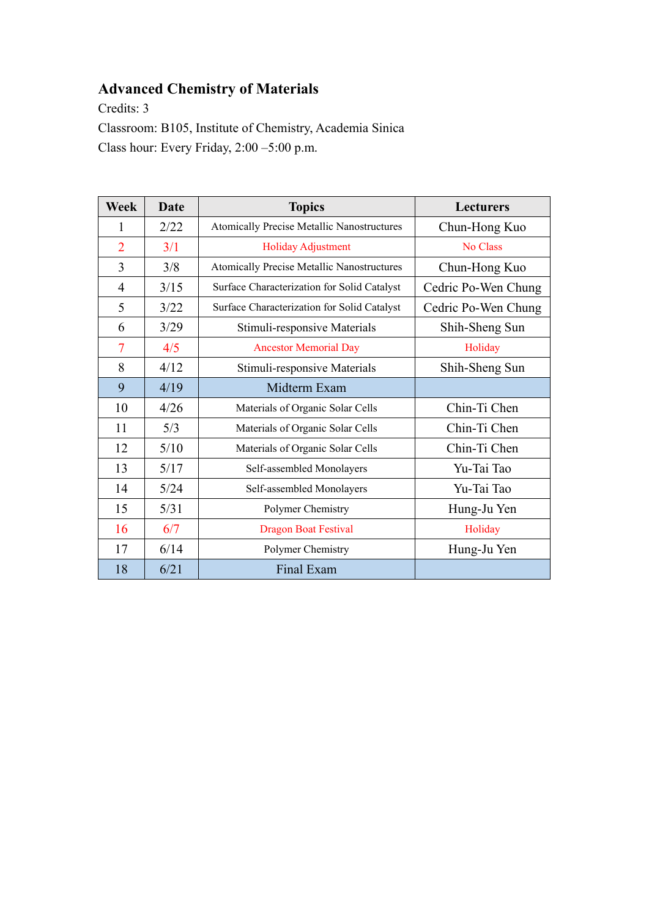## Advanced Chemistry of Materials

Credits: 3

Classroom: B105, Institute of Chemistry, Academia Sinica

Class hour: Every Friday, 2:00 –5:00 p.m.

| Week | Date | Topics | Lecturers |
|---|---|---|---|
| 1 | 2/22 | Atomically Precise Metallic Nanostructures | Chun-Hong Kuo |
| 2 | 3/1 | Holiday Adjustment | No Class |
| 3 | 3/8 | Atomically Precise Metallic Nanostructures | Chun-Hong Kuo |
| 4 | 3/15 | Surface Characterization for Solid Catalyst | Cedric Po-Wen Chung |
| 5 | 3/22 | Surface Characterization for Solid Catalyst | Cedric Po-Wen Chung |
| 6 | 3/29 | Stimuli-responsive Materials | Shih-Sheng Sun |
| 7 | 4/5 | Ancestor Memorial Day | Holiday |
| 8 | 4/12 | Stimuli-responsive Materials | Shih-Sheng Sun |
| 9 | 4/19 | Midterm Exam | |
| 10 | 4/26 | Materials of Organic Solar Cells | Chin-Ti Chen |
| 11 | 5/3 | Materials of Organic Solar Cells | Chin-Ti Chen |
| 12 | 5/10 | Materials of Organic Solar Cells | Chin-Ti Chen |
| 13 | 5/17 | Self-assembled Monolayers | Yu-Tai Tao |
| 14 | 5/24 | Self-assembled Monolayers | Yu-Tai Tao |
| 15 | 5/31 | Polymer Chemistry | Hung-Ju Yen |
| 16 | 6/7 | Dragon Boat Festival | Holiday |
| 17 | 6/14 | Polymer Chemistry | Hung-Ju Yen |
| 18 | 6/21 | Final Exam | |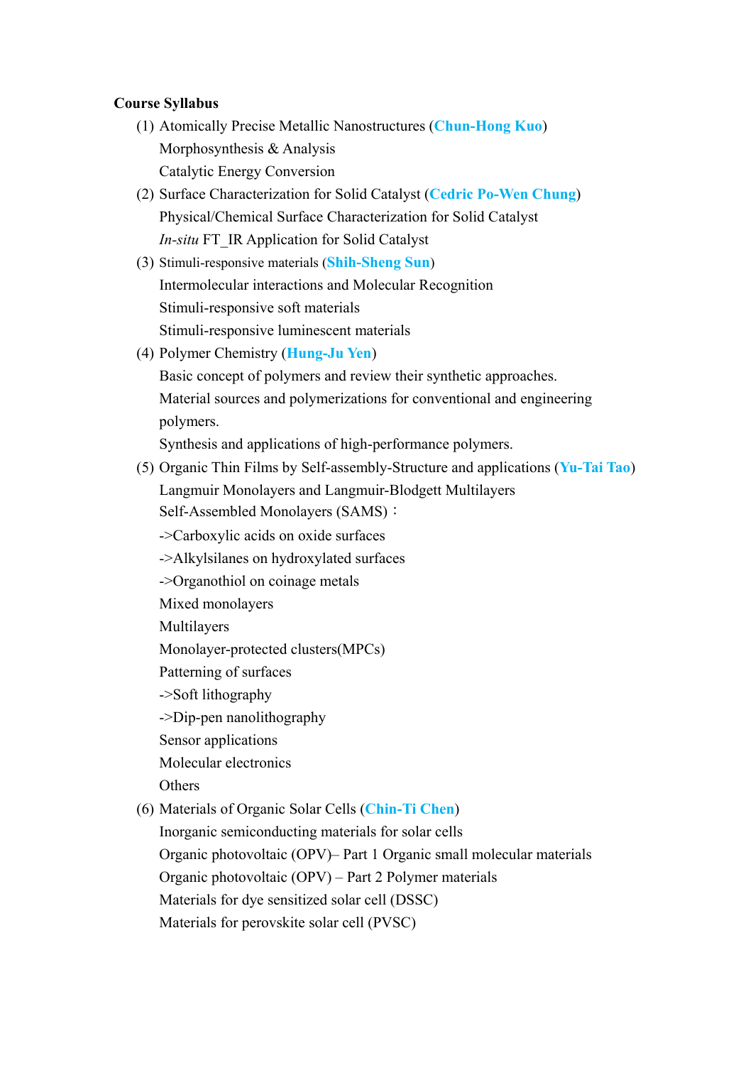**Course Syllabus**

(1) Atomically Precise Metallic Nanostructures (**Chun-Hong Kuo**)
  Morphosynthesis & Analysis
  Catalytic Energy Conversion

(2) Surface Characterization for Solid Catalyst (**Cedric Po-Wen Chung**)
  Physical/Chemical Surface Characterization for Solid Catalyst
  *In-situ* FT_IR Application for Solid Catalyst

(3) Stimuli-responsive materials (**Shih-Sheng Sun**)
  Intermolecular interactions and Molecular Recognition
  Stimuli-responsive soft materials
  Stimuli-responsive luminescent materials

(4) Polymer Chemistry (**Hung-Ju Yen**)
  Basic concept of polymers and review their synthetic approaches.
  Material sources and polymerizations for conventional and engineering polymers.
  Synthesis and applications of high-performance polymers.

(5) Organic Thin Films by Self-assembly-Structure and applications (**Yu-Tai Tao**)
  Langmuir Monolayers and Langmuir-Blodgett Multilayers
  Self-Assembled Monolayers (SAMS)：
  ->Carboxylic acids on oxide surfaces
  ->Alkylsilanes on hydroxylated surfaces
  ->Organothiol on coinage metals
  Mixed monolayers
  Multilayers
  Monolayer-protected clusters(MPCs)
  Patterning of surfaces
  ->Soft lithography
  ->Dip-pen nanolithography
  Sensor applications
  Molecular electronics
  Others

(6) Materials of Organic Solar Cells (**Chin-Ti Chen**)
  Inorganic semiconducting materials for solar cells
  Organic photovoltaic (OPV)– Part 1 Organic small molecular materials
  Organic photovoltaic (OPV) – Part 2 Polymer materials
  Materials for dye sensitized solar cell (DSSC)
  Materials for perovskite solar cell (PVSC)